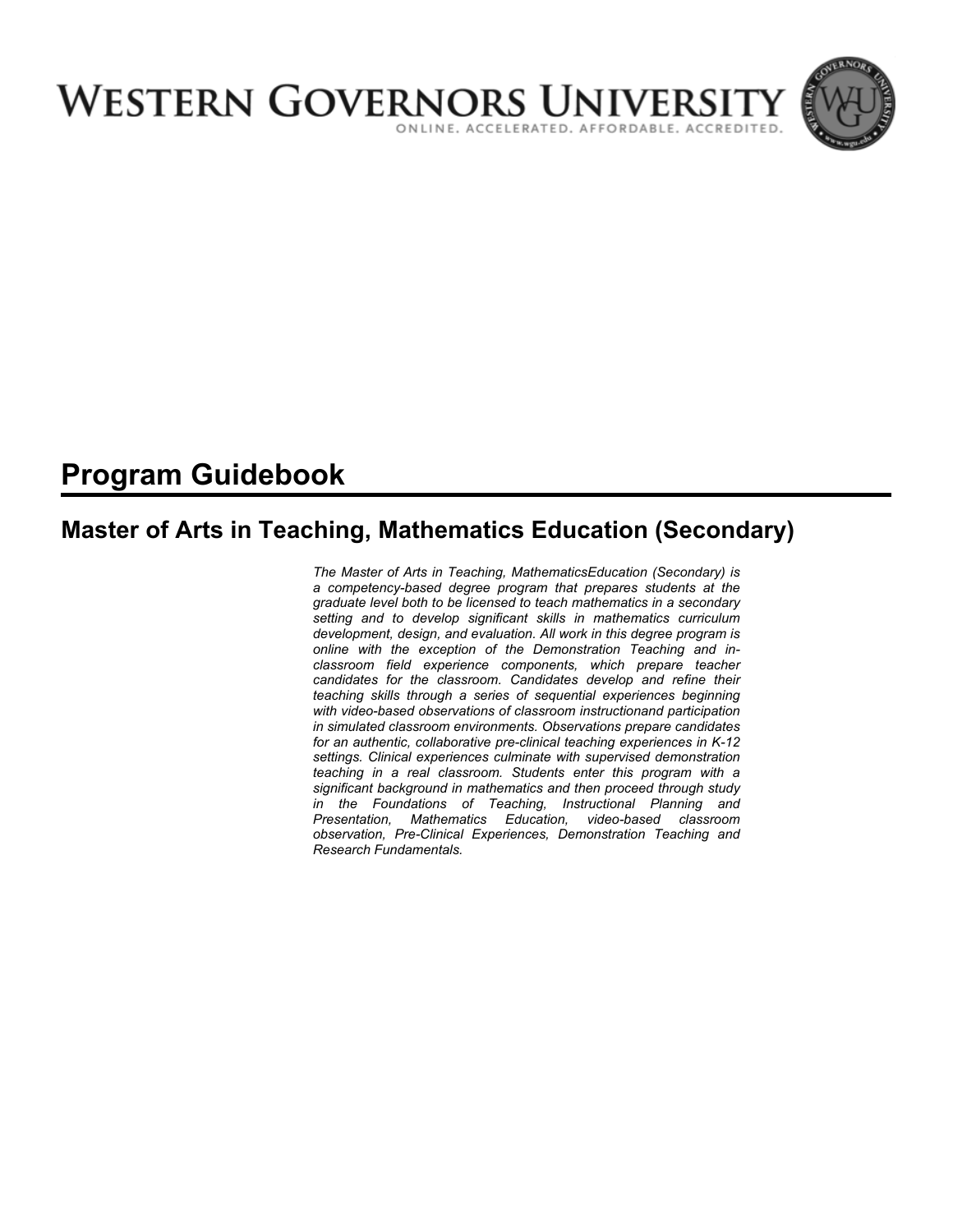# WESTERN GOVERNORS UNIVERSITY

ONLINE. ACCELERATED. AFFORDABLE. ACCREDITED.

# Program Guidebook

## Master of Arts in Teaching, Mathematics Education (Secondary)

*The Master of Arts in Teaching, MathematicsEducation (Secondary) is a competency-based degree program that prepares students at the graduate level both to be licensed to teach mathematics in a secondary setting and to develop significant skills in mathematics curriculum development, design, and evaluation. All work in this degree program is online with the exception of the Demonstration Teaching and in-classroom field experience components, which prepare teacher candidates for the classroom. Candidates develop and refine their teaching skills through a series of sequential experiences beginning with video-based observations of classroom instructionand participation in simulated classroom environments. Observations prepare candidates for an authentic, collaborative pre-clinical teaching experiences in K-12 settings. Clinical experiences culminate with supervised demonstration teaching in a real classroom. Students enter this program with a significant background in mathematics and then proceed through study in the Foundations of Teaching, Instructional Planning and Presentation, Mathematics Education, video-based classroom observation, Pre-Clinical Experiences, Demonstration Teaching and Research Fundamentals.*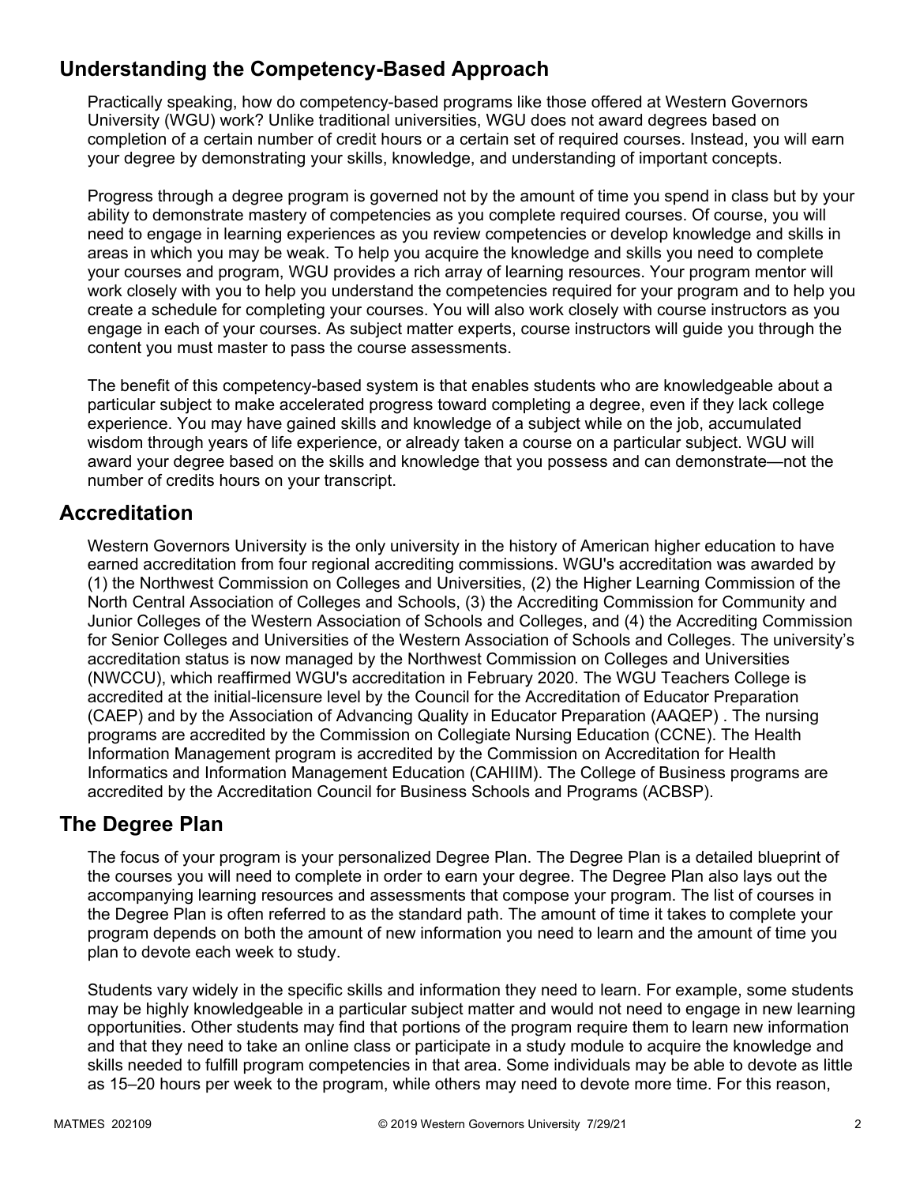## Understanding the Competency-Based Approach

Practically speaking, how do competency-based programs like those offered at Western Governors University (WGU) work? Unlike traditional universities, WGU does not award degrees based on completion of a certain number of credit hours or a certain set of required courses. Instead, you will earn your degree by demonstrating your skills, knowledge, and understanding of important concepts.

Progress through a degree program is governed not by the amount of time you spend in class but by your ability to demonstrate mastery of competencies as you complete required courses. Of course, you will need to engage in learning experiences as you review competencies or develop knowledge and skills in areas in which you may be weak. To help you acquire the knowledge and skills you need to complete your courses and program, WGU provides a rich array of learning resources. Your program mentor will work closely with you to help you understand the competencies required for your program and to help you create a schedule for completing your courses. You will also work closely with course instructors as you engage in each of your courses. As subject matter experts, course instructors will guide you through the content you must master to pass the course assessments.

The benefit of this competency-based system is that enables students who are knowledgeable about a particular subject to make accelerated progress toward completing a degree, even if they lack college experience. You may have gained skills and knowledge of a subject while on the job, accumulated wisdom through years of life experience, or already taken a course on a particular subject. WGU will award your degree based on the skills and knowledge that you possess and can demonstrate—not the number of credits hours on your transcript.

## Accreditation

Western Governors University is the only university in the history of American higher education to have earned accreditation from four regional accrediting commissions. WGU's accreditation was awarded by (1) the Northwest Commission on Colleges and Universities, (2) the Higher Learning Commission of the North Central Association of Colleges and Schools, (3) the Accrediting Commission for Community and Junior Colleges of the Western Association of Schools and Colleges, and (4) the Accrediting Commission for Senior Colleges and Universities of the Western Association of Schools and Colleges. The university's accreditation status is now managed by the Northwest Commission on Colleges and Universities (NWCCU), which reaffirmed WGU's accreditation in February 2020. The WGU Teachers College is accredited at the initial-licensure level by the Council for the Accreditation of Educator Preparation (CAEP) and by the Association of Advancing Quality in Educator Preparation (AAQEP) . The nursing programs are accredited by the Commission on Collegiate Nursing Education (CCNE). The Health Information Management program is accredited by the Commission on Accreditation for Health Informatics and Information Management Education (CAHIIM). The College of Business programs are accredited by the Accreditation Council for Business Schools and Programs (ACBSP).

## The Degree Plan

The focus of your program is your personalized Degree Plan. The Degree Plan is a detailed blueprint of the courses you will need to complete in order to earn your degree. The Degree Plan also lays out the accompanying learning resources and assessments that compose your program. The list of courses in the Degree Plan is often referred to as the standard path. The amount of time it takes to complete your program depends on both the amount of new information you need to learn and the amount of time you plan to devote each week to study.

Students vary widely in the specific skills and information they need to learn. For example, some students may be highly knowledgeable in a particular subject matter and would not need to engage in new learning opportunities. Other students may find that portions of the program require them to learn new information and that they need to take an online class or participate in a study module to acquire the knowledge and skills needed to fulfill program competencies in that area. Some individuals may be able to devote as little as 15–20 hours per week to the program, while others may need to devote more time. For this reason,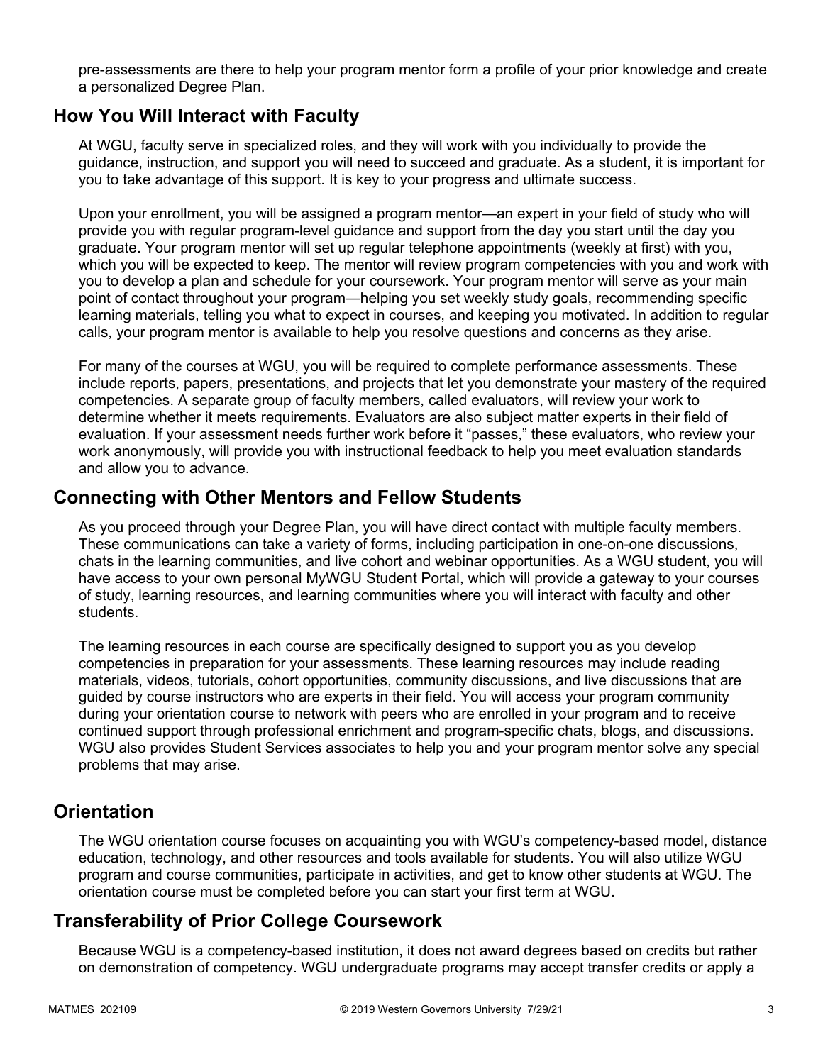pre-assessments are there to help your program mentor form a profile of your prior knowledge and create a personalized Degree Plan.

## How You Will Interact with Faculty

At WGU, faculty serve in specialized roles, and they will work with you individually to provide the guidance, instruction, and support you will need to succeed and graduate. As a student, it is important for you to take advantage of this support. It is key to your progress and ultimate success.

Upon your enrollment, you will be assigned a program mentor—an expert in your field of study who will provide you with regular program-level guidance and support from the day you start until the day you graduate. Your program mentor will set up regular telephone appointments (weekly at first) with you, which you will be expected to keep. The mentor will review program competencies with you and work with you to develop a plan and schedule for your coursework. Your program mentor will serve as your main point of contact throughout your program—helping you set weekly study goals, recommending specific learning materials, telling you what to expect in courses, and keeping you motivated. In addition to regular calls, your program mentor is available to help you resolve questions and concerns as they arise.

For many of the courses at WGU, you will be required to complete performance assessments. These include reports, papers, presentations, and projects that let you demonstrate your mastery of the required competencies. A separate group of faculty members, called evaluators, will review your work to determine whether it meets requirements. Evaluators are also subject matter experts in their field of evaluation. If your assessment needs further work before it "passes," these evaluators, who review your work anonymously, will provide you with instructional feedback to help you meet evaluation standards and allow you to advance.

## Connecting with Other Mentors and Fellow Students

As you proceed through your Degree Plan, you will have direct contact with multiple faculty members. These communications can take a variety of forms, including participation in one-on-one discussions, chats in the learning communities, and live cohort and webinar opportunities. As a WGU student, you will have access to your own personal MyWGU Student Portal, which will provide a gateway to your courses of study, learning resources, and learning communities where you will interact with faculty and other students.

The learning resources in each course are specifically designed to support you as you develop competencies in preparation for your assessments. These learning resources may include reading materials, videos, tutorials, cohort opportunities, community discussions, and live discussions that are guided by course instructors who are experts in their field. You will access your program community during your orientation course to network with peers who are enrolled in your program and to receive continued support through professional enrichment and program-specific chats, blogs, and discussions. WGU also provides Student Services associates to help you and your program mentor solve any special problems that may arise.

## Orientation

The WGU orientation course focuses on acquainting you with WGU's competency-based model, distance education, technology, and other resources and tools available for students. You will also utilize WGU program and course communities, participate in activities, and get to know other students at WGU. The orientation course must be completed before you can start your first term at WGU.

## Transferability of Prior College Coursework

Because WGU is a competency-based institution, it does not award degrees based on credits but rather on demonstration of competency. WGU undergraduate programs may accept transfer credits or apply a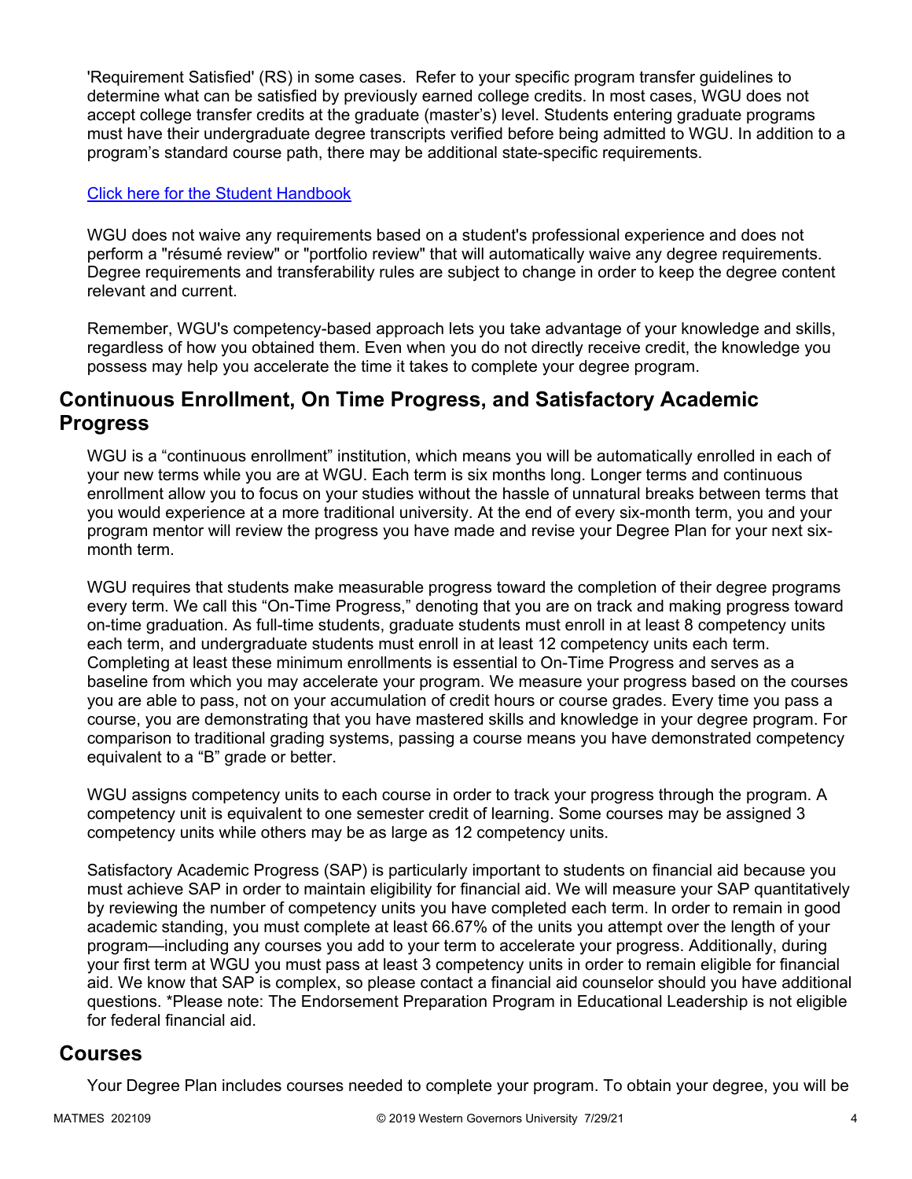'Requirement Satisfied' (RS) in some cases. Refer to your specific program transfer guidelines to determine what can be satisfied by previously earned college credits. In most cases, WGU does not accept college transfer credits at the graduate (master's) level. Students entering graduate programs must have their undergraduate degree transcripts verified before being admitted to WGU. In addition to a program's standard course path, there may be additional state-specific requirements.

[Click here for the Student Handbook]

WGU does not waive any requirements based on a student's professional experience and does not perform a "résumé review" or "portfolio review" that will automatically waive any degree requirements. Degree requirements and transferability rules are subject to change in order to keep the degree content relevant and current.

Remember, WGU's competency-based approach lets you take advantage of your knowledge and skills, regardless of how you obtained them. Even when you do not directly receive credit, the knowledge you possess may help you accelerate the time it takes to complete your degree program.

## Continuous Enrollment, On Time Progress, and Satisfactory Academic Progress

WGU is a "continuous enrollment" institution, which means you will be automatically enrolled in each of your new terms while you are at WGU. Each term is six months long. Longer terms and continuous enrollment allow you to focus on your studies without the hassle of unnatural breaks between terms that you would experience at a more traditional university. At the end of every six-month term, you and your program mentor will review the progress you have made and revise your Degree Plan for your next six-month term.

WGU requires that students make measurable progress toward the completion of their degree programs every term. We call this "On-Time Progress," denoting that you are on track and making progress toward on-time graduation. As full-time students, graduate students must enroll in at least 8 competency units each term, and undergraduate students must enroll in at least 12 competency units each term. Completing at least these minimum enrollments is essential to On-Time Progress and serves as a baseline from which you may accelerate your program. We measure your progress based on the courses you are able to pass, not on your accumulation of credit hours or course grades. Every time you pass a course, you are demonstrating that you have mastered skills and knowledge in your degree program. For comparison to traditional grading systems, passing a course means you have demonstrated competency equivalent to a "B" grade or better.

WGU assigns competency units to each course in order to track your progress through the program. A competency unit is equivalent to one semester credit of learning. Some courses may be assigned 3 competency units while others may be as large as 12 competency units.

Satisfactory Academic Progress (SAP) is particularly important to students on financial aid because you must achieve SAP in order to maintain eligibility for financial aid. We will measure your SAP quantitatively by reviewing the number of competency units you have completed each term. In order to remain in good academic standing, you must complete at least 66.67% of the units you attempt over the length of your program—including any courses you add to your term to accelerate your progress. Additionally, during your first term at WGU you must pass at least 3 competency units in order to remain eligible for financial aid. We know that SAP is complex, so please contact a financial aid counselor should you have additional questions. *Please note: The Endorsement Preparation Program in Educational Leadership is not eligible for federal financial aid.

## Courses

Your Degree Plan includes courses needed to complete your program. To obtain your degree, you will be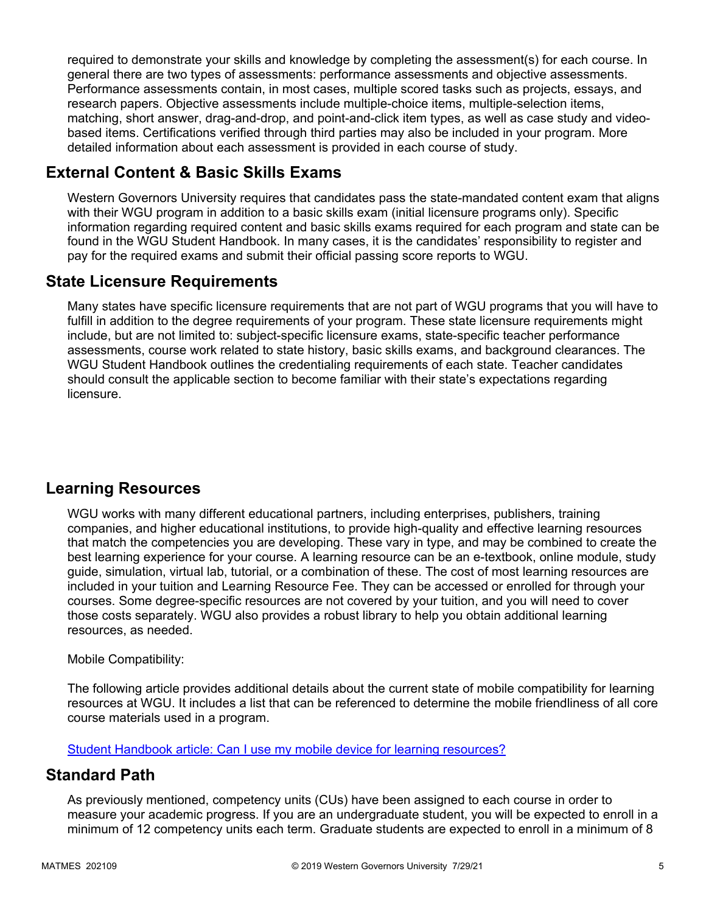required to demonstrate your skills and knowledge by completing the assessment(s) for each course. In general there are two types of assessments: performance assessments and objective assessments. Performance assessments contain, in most cases, multiple scored tasks such as projects, essays, and research papers. Objective assessments include multiple-choice items, multiple-selection items, matching, short answer, drag-and-drop, and point-and-click item types, as well as case study and video-based items. Certifications verified through third parties may also be included in your program. More detailed information about each assessment is provided in each course of study.

## External Content & Basic Skills Exams

Western Governors University requires that candidates pass the state-mandated content exam that aligns with their WGU program in addition to a basic skills exam (initial licensure programs only). Specific information regarding required content and basic skills exams required for each program and state can be found in the WGU Student Handbook. In many cases, it is the candidates' responsibility to register and pay for the required exams and submit their official passing score reports to WGU.

## State Licensure Requirements

Many states have specific licensure requirements that are not part of WGU programs that you will have to fulfill in addition to the degree requirements of your program. These state licensure requirements might include, but are not limited to: subject-specific licensure exams, state-specific teacher performance assessments, course work related to state history, basic skills exams, and background clearances. The WGU Student Handbook outlines the credentialing requirements of each state. Teacher candidates should consult the applicable section to become familiar with their state's expectations regarding licensure.

## Learning Resources

WGU works with many different educational partners, including enterprises, publishers, training companies, and higher educational institutions, to provide high-quality and effective learning resources that match the competencies you are developing. These vary in type, and may be combined to create the best learning experience for your course. A learning resource can be an e-textbook, online module, study guide, simulation, virtual lab, tutorial, or a combination of these. The cost of most learning resources are included in your tuition and Learning Resource Fee. They can be accessed or enrolled for through your courses. Some degree-specific resources are not covered by your tuition, and you will need to cover those costs separately. WGU also provides a robust library to help you obtain additional learning resources, as needed.

Mobile Compatibility:

The following article provides additional details about the current state of mobile compatibility for learning resources at WGU. It includes a list that can be referenced to determine the mobile friendliness of all core course materials used in a program.

Student Handbook article: Can I use my mobile device for learning resources?

## Standard Path

As previously mentioned, competency units (CUs) have been assigned to each course in order to measure your academic progress. If you are an undergraduate student, you will be expected to enroll in a minimum of 12 competency units each term. Graduate students are expected to enroll in a minimum of 8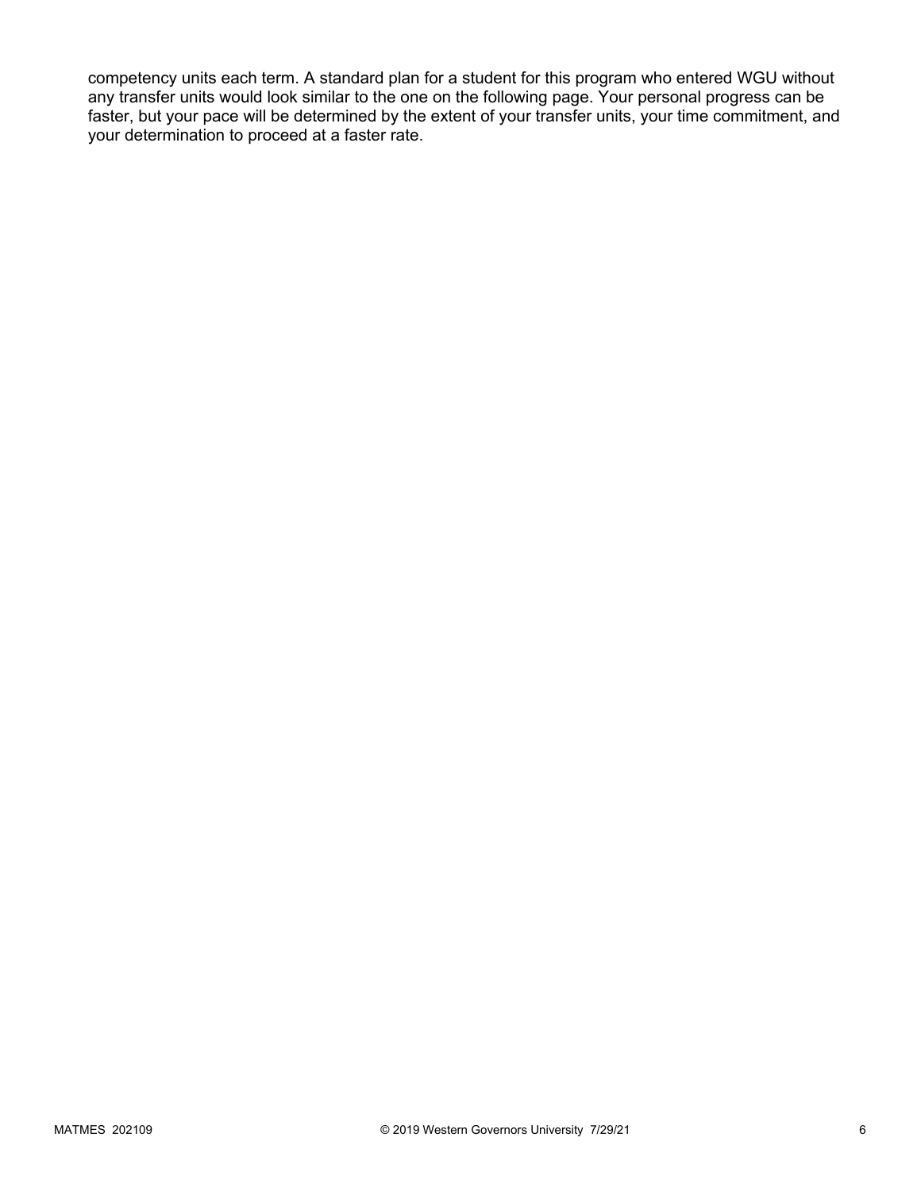competency units each term. A standard plan for a student for this program who entered WGU without any transfer units would look similar to the one on the following page. Your personal progress can be faster, but your pace will be determined by the extent of your transfer units, your time commitment, and your determination to proceed at a faster rate.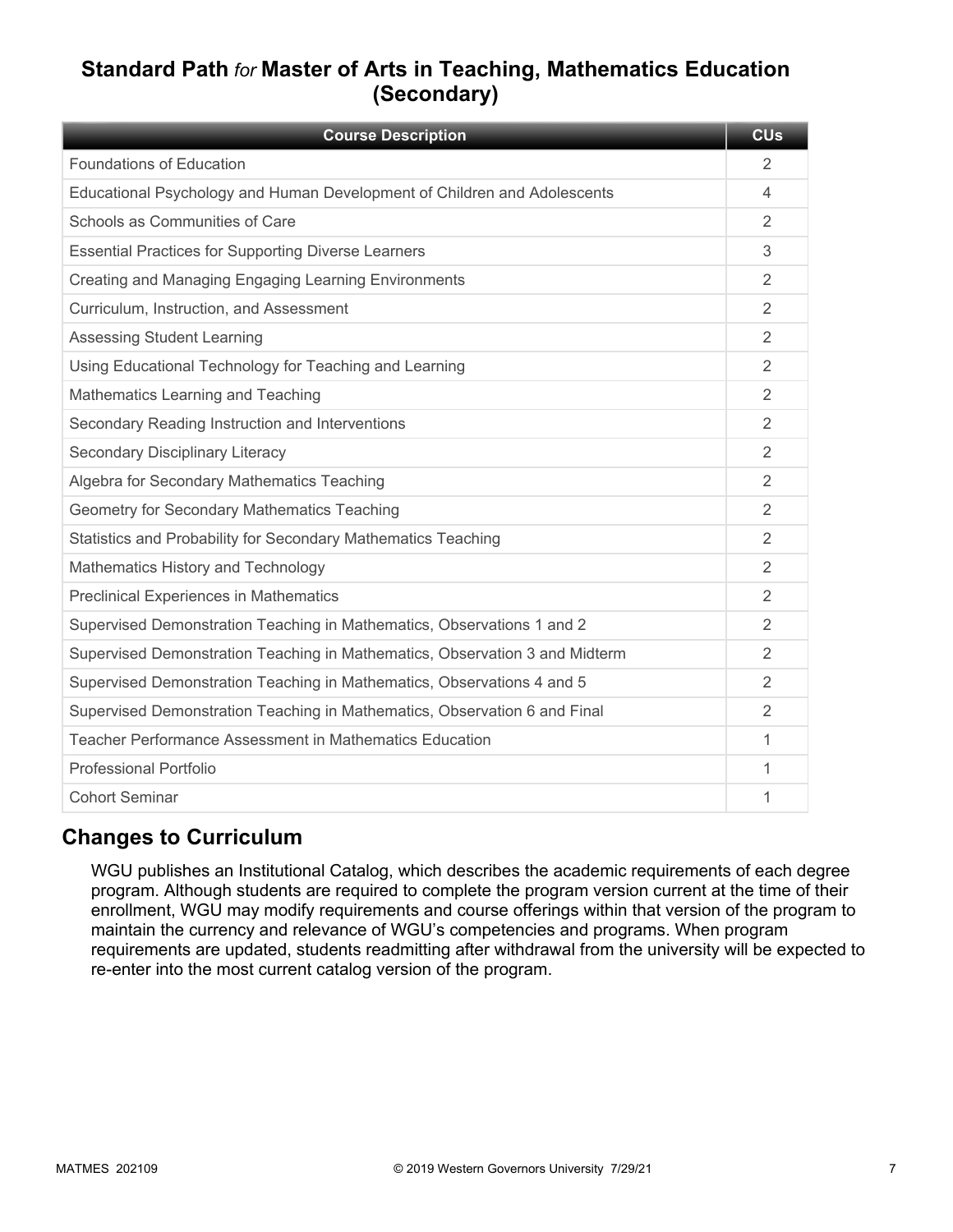## Standard Path *for* Master of Arts in Teaching, Mathematics Education (Secondary)

| Course Description | CUs |
|---|---|
| Foundations of Education | 2 |
| Educational Psychology and Human Development of Children and Adolescents | 4 |
| Schools as Communities of Care | 2 |
| Essential Practices for Supporting Diverse Learners | 3 |
| Creating and Managing Engaging Learning Environments | 2 |
| Curriculum, Instruction, and Assessment | 2 |
| Assessing Student Learning | 2 |
| Using Educational Technology for Teaching and Learning | 2 |
| Mathematics Learning and Teaching | 2 |
| Secondary Reading Instruction and Interventions | 2 |
| Secondary Disciplinary Literacy | 2 |
| Algebra for Secondary Mathematics Teaching | 2 |
| Geometry for Secondary Mathematics Teaching | 2 |
| Statistics and Probability for Secondary Mathematics Teaching | 2 |
| Mathematics History and Technology | 2 |
| Preclinical Experiences in Mathematics | 2 |
| Supervised Demonstration Teaching in Mathematics, Observations 1 and 2 | 2 |
| Supervised Demonstration Teaching in Mathematics, Observation 3 and Midterm | 2 |
| Supervised Demonstration Teaching in Mathematics, Observations 4 and 5 | 2 |
| Supervised Demonstration Teaching in Mathematics, Observation 6 and Final | 2 |
| Teacher Performance Assessment in Mathematics Education | 1 |
| Professional Portfolio | 1 |
| Cohort Seminar | 1 |

## Changes to Curriculum

WGU publishes an Institutional Catalog, which describes the academic requirements of each degree program. Although students are required to complete the program version current at the time of their enrollment, WGU may modify requirements and course offerings within that version of the program to maintain the currency and relevance of WGU's competencies and programs. When program requirements are updated, students readmitting after withdrawal from the university will be expected to re-enter into the most current catalog version of the program.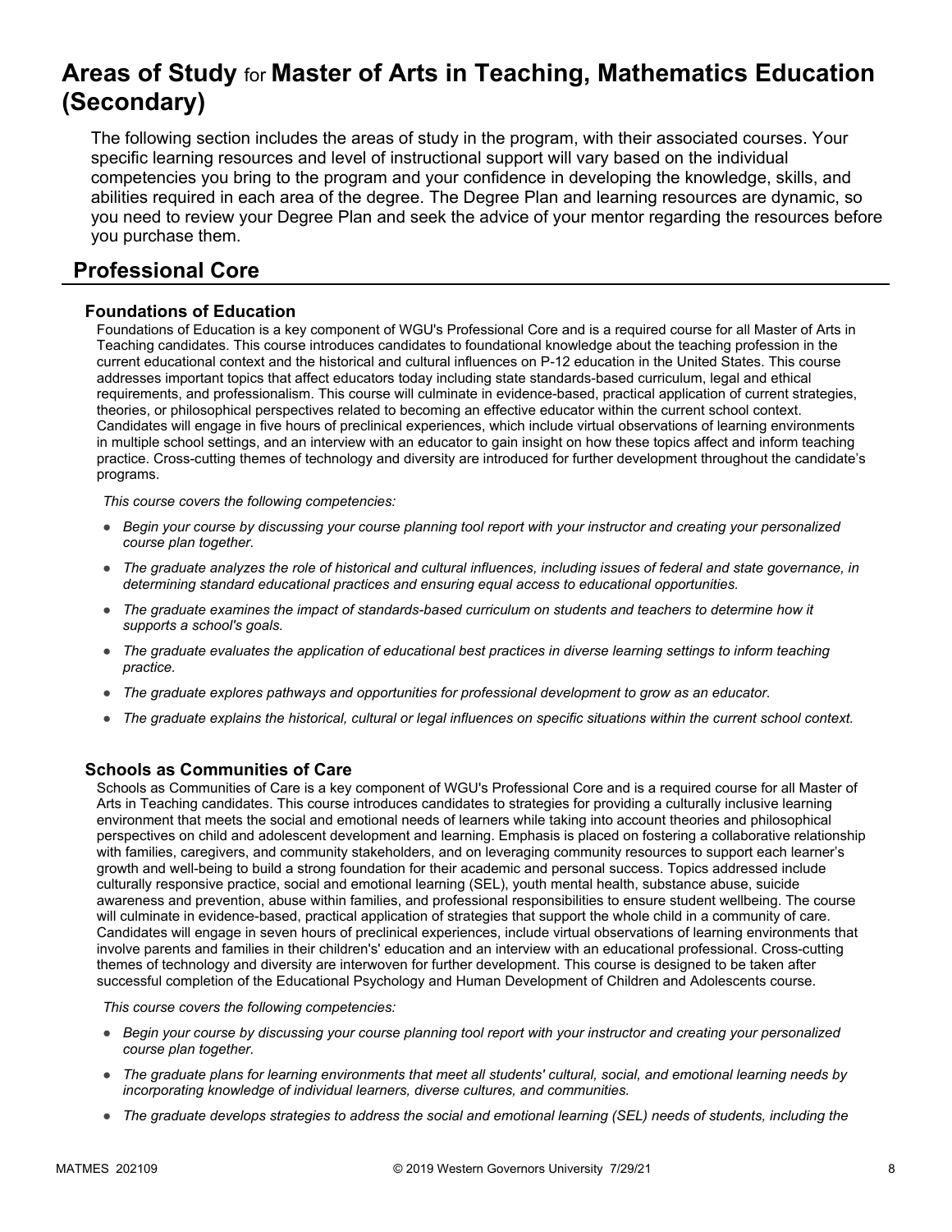# Areas of Study for Master of Arts in Teaching, Mathematics Education (Secondary)

The following section includes the areas of study in the program, with their associated courses. Your specific learning resources and level of instructional support will vary based on the individual competencies you bring to the program and your confidence in developing the knowledge, skills, and abilities required in each area of the degree. The Degree Plan and learning resources are dynamic, so you need to review your Degree Plan and seek the advice of your mentor regarding the resources before you purchase them.

## Professional Core

### Foundations of Education

Foundations of Education is a key component of WGU's Professional Core and is a required course for all Master of Arts in Teaching candidates. This course introduces candidates to foundational knowledge about the teaching profession in the current educational context and the historical and cultural influences on P-12 education in the United States. This course addresses important topics that affect educators today including state standards-based curriculum, legal and ethical requirements, and professionalism. This course will culminate in evidence-based, practical application of current strategies, theories, or philosophical perspectives related to becoming an effective educator within the current school context. Candidates will engage in five hours of preclinical experiences, which include virtual observations of learning environments in multiple school settings, and an interview with an educator to gain insight on how these topics affect and inform teaching practice. Cross-cutting themes of technology and diversity are introduced for further development throughout the candidate's programs.

*This course covers the following competencies:*

- *Begin your course by discussing your course planning tool report with your instructor and creating your personalized course plan together.*
- *The graduate analyzes the role of historical and cultural influences, including issues of federal and state governance, in determining standard educational practices and ensuring equal access to educational opportunities.*
- *The graduate examines the impact of standards-based curriculum on students and teachers to determine how it supports a school's goals.*
- *The graduate evaluates the application of educational best practices in diverse learning settings to inform teaching practice.*
- *The graduate explores pathways and opportunities for professional development to grow as an educator.*
- *The graduate explains the historical, cultural or legal influences on specific situations within the current school context.*

### Schools as Communities of Care

Schools as Communities of Care is a key component of WGU's Professional Core and is a required course for all Master of Arts in Teaching candidates. This course introduces candidates to strategies for providing a culturally inclusive learning environment that meets the social and emotional needs of learners while taking into account theories and philosophical perspectives on child and adolescent development and learning. Emphasis is placed on fostering a collaborative relationship with families, caregivers, and community stakeholders, and on leveraging community resources to support each learner's growth and well-being to build a strong foundation for their academic and personal success. Topics addressed include culturally responsive practice, social and emotional learning (SEL), youth mental health, substance abuse, suicide awareness and prevention, abuse within families, and professional responsibilities to ensure student wellbeing. The course will culminate in evidence-based, practical application of strategies that support the whole child in a community of care. Candidates will engage in seven hours of preclinical experiences, include virtual observations of learning environments that involve parents and families in their children's' education and an interview with an educational professional. Cross-cutting themes of technology and diversity are interwoven for further development. This course is designed to be taken after successful completion of the Educational Psychology and Human Development of Children and Adolescents course.

*This course covers the following competencies:*

- *Begin your course by discussing your course planning tool report with your instructor and creating your personalized course plan together.*
- *The graduate plans for learning environments that meet all students' cultural, social, and emotional learning needs by incorporating knowledge of individual learners, diverse cultures, and communities.*
- *The graduate develops strategies to address the social and emotional learning (SEL) needs of students, including the*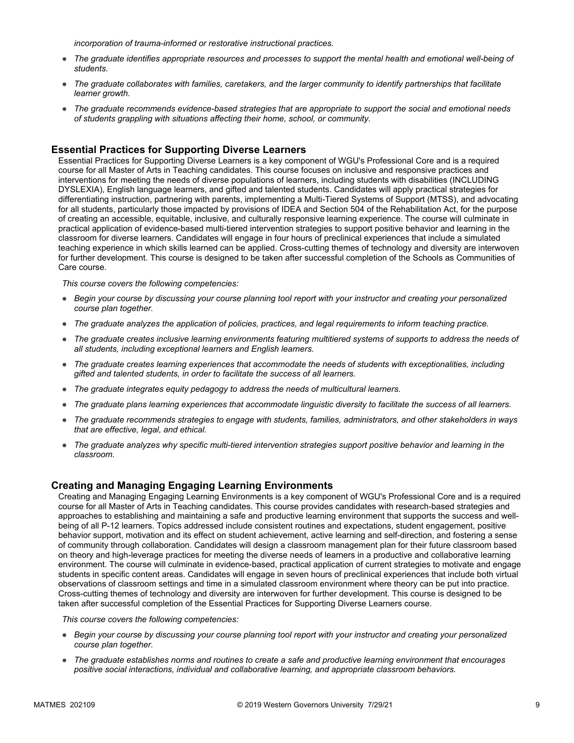*incorporation of trauma-informed or restorative instructional practices.*

- *The graduate identifies appropriate resources and processes to support the mental health and emotional well-being of students.*
- *The graduate collaborates with families, caretakers, and the larger community to identify partnerships that facilitate learner growth.*
- *The graduate recommends evidence-based strategies that are appropriate to support the social and emotional needs of students grappling with situations affecting their home, school, or community.*

### Essential Practices for Supporting Diverse Learners

Essential Practices for Supporting Diverse Learners is a key component of WGU's Professional Core and is a required course for all Master of Arts in Teaching candidates. This course focuses on inclusive and responsive practices and interventions for meeting the needs of diverse populations of learners, including students with disabilities (INCLUDING DYSLEXIA), English language learners, and gifted and talented students. Candidates will apply practical strategies for differentiating instruction, partnering with parents, implementing a Multi-Tiered Systems of Support (MTSS), and advocating for all students, particularly those impacted by provisions of IDEA and Section 504 of the Rehabilitation Act, for the purpose of creating an accessible, equitable, inclusive, and culturally responsive learning experience. The course will culminate in practical application of evidence-based multi-tiered intervention strategies to support positive behavior and learning in the classroom for diverse learners. Candidates will engage in four hours of preclinical experiences that include a simulated teaching experience in which skills learned can be applied. Cross-cutting themes of technology and diversity are interwoven for further development. This course is designed to be taken after successful completion of the Schools as Communities of Care course.

*This course covers the following competencies:*

- *Begin your course by discussing your course planning tool report with your instructor and creating your personalized course plan together.*
- *The graduate analyzes the application of policies, practices, and legal requirements to inform teaching practice.*
- *The graduate creates inclusive learning environments featuring multitiered systems of supports to address the needs of all students, including exceptional learners and English learners.*
- *The graduate creates learning experiences that accommodate the needs of students with exceptionalities, including gifted and talented students, in order to facilitate the success of all learners.*
- *The graduate integrates equity pedagogy to address the needs of multicultural learners.*
- *The graduate plans learning experiences that accommodate linguistic diversity to facilitate the success of all learners.*
- *The graduate recommends strategies to engage with students, families, administrators, and other stakeholders in ways that are effective, legal, and ethical.*
- *The graduate analyzes why specific multi-tiered intervention strategies support positive behavior and learning in the classroom.*

### Creating and Managing Engaging Learning Environments

Creating and Managing Engaging Learning Environments is a key component of WGU's Professional Core and is a required course for all Master of Arts in Teaching candidates. This course provides candidates with research-based strategies and approaches to establishing and maintaining a safe and productive learning environment that supports the success and well-being of all P-12 learners. Topics addressed include consistent routines and expectations, student engagement, positive behavior support, motivation and its effect on student achievement, active learning and self-direction, and fostering a sense of community through collaboration. Candidates will design a classroom management plan for their future classroom based on theory and high-leverage practices for meeting the diverse needs of learners in a productive and collaborative learning environment. The course will culminate in evidence-based, practical application of current strategies to motivate and engage students in specific content areas. Candidates will engage in seven hours of preclinical experiences that include both virtual observations of classroom settings and time in a simulated classroom environment where theory can be put into practice. Cross-cutting themes of technology and diversity are interwoven for further development. This course is designed to be taken after successful completion of the Essential Practices for Supporting Diverse Learners course.

*This course covers the following competencies:*

- *Begin your course by discussing your course planning tool report with your instructor and creating your personalized course plan together.*
- *The graduate establishes norms and routines to create a safe and productive learning environment that encourages positive social interactions, individual and collaborative learning, and appropriate classroom behaviors.*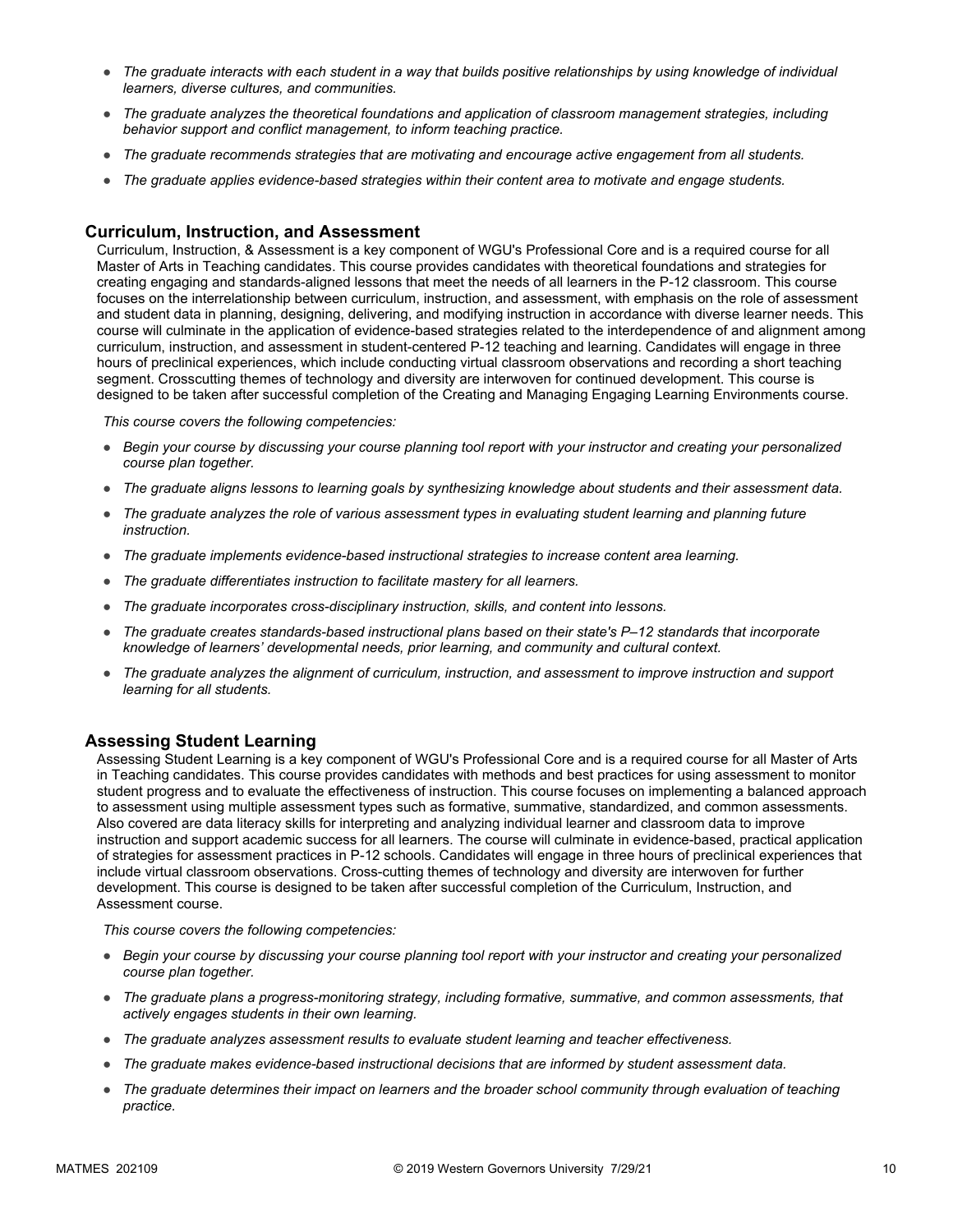- *The graduate interacts with each student in a way that builds positive relationships by using knowledge of individual learners, diverse cultures, and communities.*
- *The graduate analyzes the theoretical foundations and application of classroom management strategies, including behavior support and conflict management, to inform teaching practice.*
- *The graduate recommends strategies that are motivating and encourage active engagement from all students.*
- *The graduate applies evidence-based strategies within their content area to motivate and engage students.*

## Curriculum, Instruction, and Assessment

Curriculum, Instruction, & Assessment is a key component of WGU's Professional Core and is a required course for all Master of Arts in Teaching candidates. This course provides candidates with theoretical foundations and strategies for creating engaging and standards-aligned lessons that meet the needs of all learners in the P-12 classroom. This course focuses on the interrelationship between curriculum, instruction, and assessment, with emphasis on the role of assessment and student data in planning, designing, delivering, and modifying instruction in accordance with diverse learner needs. This course will culminate in the application of evidence-based strategies related to the interdependence of and alignment among curriculum, instruction, and assessment in student-centered P-12 teaching and learning. Candidates will engage in three hours of preclinical experiences, which include conducting virtual classroom observations and recording a short teaching segment. Crosscutting themes of technology and diversity are interwoven for continued development. This course is designed to be taken after successful completion of the Creating and Managing Engaging Learning Environments course.

*This course covers the following competencies:*

- *Begin your course by discussing your course planning tool report with your instructor and creating your personalized course plan together.*
- *The graduate aligns lessons to learning goals by synthesizing knowledge about students and their assessment data.*
- *The graduate analyzes the role of various assessment types in evaluating student learning and planning future instruction.*
- *The graduate implements evidence-based instructional strategies to increase content area learning.*
- *The graduate differentiates instruction to facilitate mastery for all learners.*
- *The graduate incorporates cross-disciplinary instruction, skills, and content into lessons.*
- *The graduate creates standards-based instructional plans based on their state's P–12 standards that incorporate knowledge of learners' developmental needs, prior learning, and community and cultural context.*
- *The graduate analyzes the alignment of curriculum, instruction, and assessment to improve instruction and support learning for all students.*

## Assessing Student Learning

Assessing Student Learning is a key component of WGU's Professional Core and is a required course for all Master of Arts in Teaching candidates. This course provides candidates with methods and best practices for using assessment to monitor student progress and to evaluate the effectiveness of instruction. This course focuses on implementing a balanced approach to assessment using multiple assessment types such as formative, summative, standardized, and common assessments. Also covered are data literacy skills for interpreting and analyzing individual learner and classroom data to improve instruction and support academic success for all learners. The course will culminate in evidence-based, practical application of strategies for assessment practices in P-12 schools. Candidates will engage in three hours of preclinical experiences that include virtual classroom observations. Cross-cutting themes of technology and diversity are interwoven for further development. This course is designed to be taken after successful completion of the Curriculum, Instruction, and Assessment course.

*This course covers the following competencies:*

- *Begin your course by discussing your course planning tool report with your instructor and creating your personalized course plan together.*
- *The graduate plans a progress-monitoring strategy, including formative, summative, and common assessments, that actively engages students in their own learning.*
- *The graduate analyzes assessment results to evaluate student learning and teacher effectiveness.*
- *The graduate makes evidence-based instructional decisions that are informed by student assessment data.*
- *The graduate determines their impact on learners and the broader school community through evaluation of teaching practice.*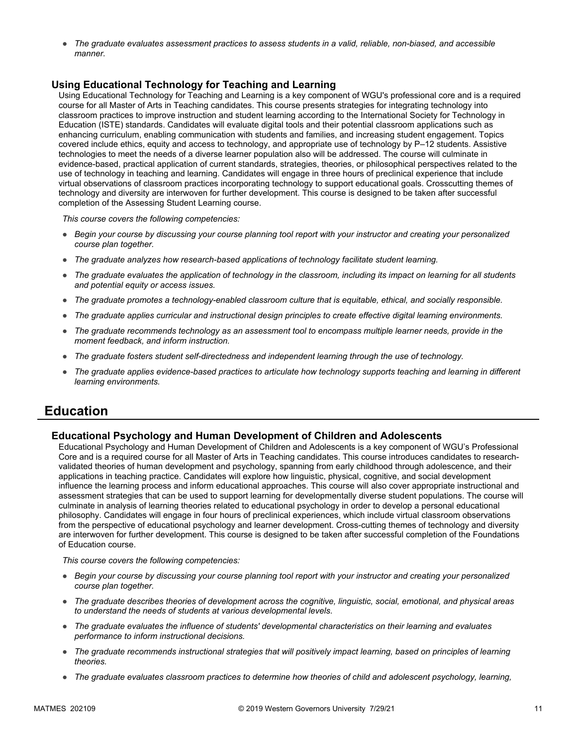- *The graduate evaluates assessment practices to assess students in a valid, reliable, non-biased, and accessible manner.*

### Using Educational Technology for Teaching and Learning

Using Educational Technology for Teaching and Learning is a key component of WGU's professional core and is a required course for all Master of Arts in Teaching candidates. This course presents strategies for integrating technology into classroom practices to improve instruction and student learning according to the International Society for Technology in Education (ISTE) standards. Candidates will evaluate digital tools and their potential classroom applications such as enhancing curriculum, enabling communication with students and families, and increasing student engagement. Topics covered include ethics, equity and access to technology, and appropriate use of technology by P–12 students. Assistive technologies to meet the needs of a diverse learner population also will be addressed. The course will culminate in evidence-based, practical application of current standards, strategies, theories, or philosophical perspectives related to the use of technology in teaching and learning. Candidates will engage in three hours of preclinical experience that include virtual observations of classroom practices incorporating technology to support educational goals. Crosscutting themes of technology and diversity are interwoven for further development. This course is designed to be taken after successful completion of the Assessing Student Learning course.

*This course covers the following competencies:*

- *Begin your course by discussing your course planning tool report with your instructor and creating your personalized course plan together.*
- *The graduate analyzes how research-based applications of technology facilitate student learning.*
- *The graduate evaluates the application of technology in the classroom, including its impact on learning for all students and potential equity or access issues.*
- *The graduate promotes a technology-enabled classroom culture that is equitable, ethical, and socially responsible.*
- *The graduate applies curricular and instructional design principles to create effective digital learning environments.*
- *The graduate recommends technology as an assessment tool to encompass multiple learner needs, provide in the moment feedback, and inform instruction.*
- *The graduate fosters student self-directedness and independent learning through the use of technology.*
- *The graduate applies evidence-based practices to articulate how technology supports teaching and learning in different learning environments.*

## Education

### Educational Psychology and Human Development of Children and Adolescents

Educational Psychology and Human Development of Children and Adolescents is a key component of WGU's Professional Core and is a required course for all Master of Arts in Teaching candidates. This course introduces candidates to research-validated theories of human development and psychology, spanning from early childhood through adolescence, and their applications in teaching practice. Candidates will explore how linguistic, physical, cognitive, and social development influence the learning process and inform educational approaches. This course will also cover appropriate instructional and assessment strategies that can be used to support learning for developmentally diverse student populations. The course will culminate in analysis of learning theories related to educational psychology in order to develop a personal educational philosophy. Candidates will engage in four hours of preclinical experiences, which include virtual classroom observations from the perspective of educational psychology and learner development. Cross-cutting themes of technology and diversity are interwoven for further development. This course is designed to be taken after successful completion of the Foundations of Education course.

*This course covers the following competencies:*

- *Begin your course by discussing your course planning tool report with your instructor and creating your personalized course plan together.*
- *The graduate describes theories of development across the cognitive, linguistic, social, emotional, and physical areas to understand the needs of students at various developmental levels.*
- *The graduate evaluates the influence of students' developmental characteristics on their learning and evaluates performance to inform instructional decisions.*
- *The graduate recommends instructional strategies that will positively impact learning, based on principles of learning theories.*
- *The graduate evaluates classroom practices to determine how theories of child and adolescent psychology, learning,*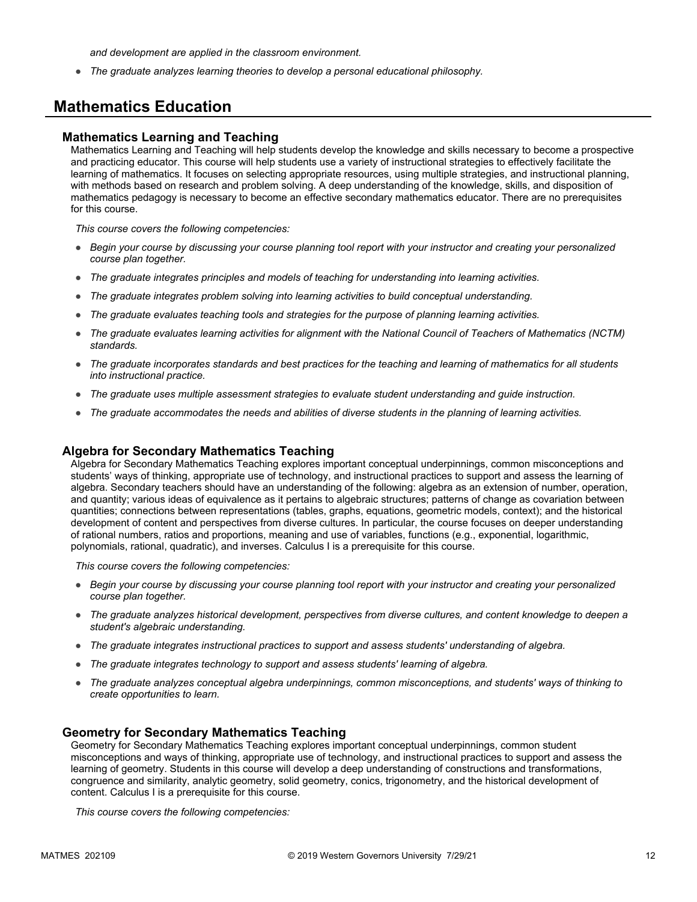*and development are applied in the classroom environment.*

- *The graduate analyzes learning theories to develop a personal educational philosophy.*

## Mathematics Education

### Mathematics Learning and Teaching

Mathematics Learning and Teaching will help students develop the knowledge and skills necessary to become a prospective and practicing educator. This course will help students use a variety of instructional strategies to effectively facilitate the learning of mathematics. It focuses on selecting appropriate resources, using multiple strategies, and instructional planning, with methods based on research and problem solving. A deep understanding of the knowledge, skills, and disposition of mathematics pedagogy is necessary to become an effective secondary mathematics educator. There are no prerequisites for this course.

*This course covers the following competencies:*

- *Begin your course by discussing your course planning tool report with your instructor and creating your personalized course plan together.*
- *The graduate integrates principles and models of teaching for understanding into learning activities.*
- *The graduate integrates problem solving into learning activities to build conceptual understanding.*
- *The graduate evaluates teaching tools and strategies for the purpose of planning learning activities.*
- *The graduate evaluates learning activities for alignment with the National Council of Teachers of Mathematics (NCTM) standards.*
- *The graduate incorporates standards and best practices for the teaching and learning of mathematics for all students into instructional practice.*
- *The graduate uses multiple assessment strategies to evaluate student understanding and guide instruction.*
- *The graduate accommodates the needs and abilities of diverse students in the planning of learning activities.*

### Algebra for Secondary Mathematics Teaching

Algebra for Secondary Mathematics Teaching explores important conceptual underpinnings, common misconceptions and students' ways of thinking, appropriate use of technology, and instructional practices to support and assess the learning of algebra. Secondary teachers should have an understanding of the following: algebra as an extension of number, operation, and quantity; various ideas of equivalence as it pertains to algebraic structures; patterns of change as covariation between quantities; connections between representations (tables, graphs, equations, geometric models, context); and the historical development of content and perspectives from diverse cultures. In particular, the course focuses on deeper understanding of rational numbers, ratios and proportions, meaning and use of variables, functions (e.g., exponential, logarithmic, polynomials, rational, quadratic), and inverses. Calculus I is a prerequisite for this course.

*This course covers the following competencies:*

- *Begin your course by discussing your course planning tool report with your instructor and creating your personalized course plan together.*
- *The graduate analyzes historical development, perspectives from diverse cultures, and content knowledge to deepen a student's algebraic understanding.*
- *The graduate integrates instructional practices to support and assess students' understanding of algebra.*
- *The graduate integrates technology to support and assess students' learning of algebra.*
- *The graduate analyzes conceptual algebra underpinnings, common misconceptions, and students' ways of thinking to create opportunities to learn.*

### Geometry for Secondary Mathematics Teaching

Geometry for Secondary Mathematics Teaching explores important conceptual underpinnings, common student misconceptions and ways of thinking, appropriate use of technology, and instructional practices to support and assess the learning of geometry. Students in this course will develop a deep understanding of constructions and transformations, congruence and similarity, analytic geometry, solid geometry, conics, trigonometry, and the historical development of content. Calculus I is a prerequisite for this course.

*This course covers the following competencies:*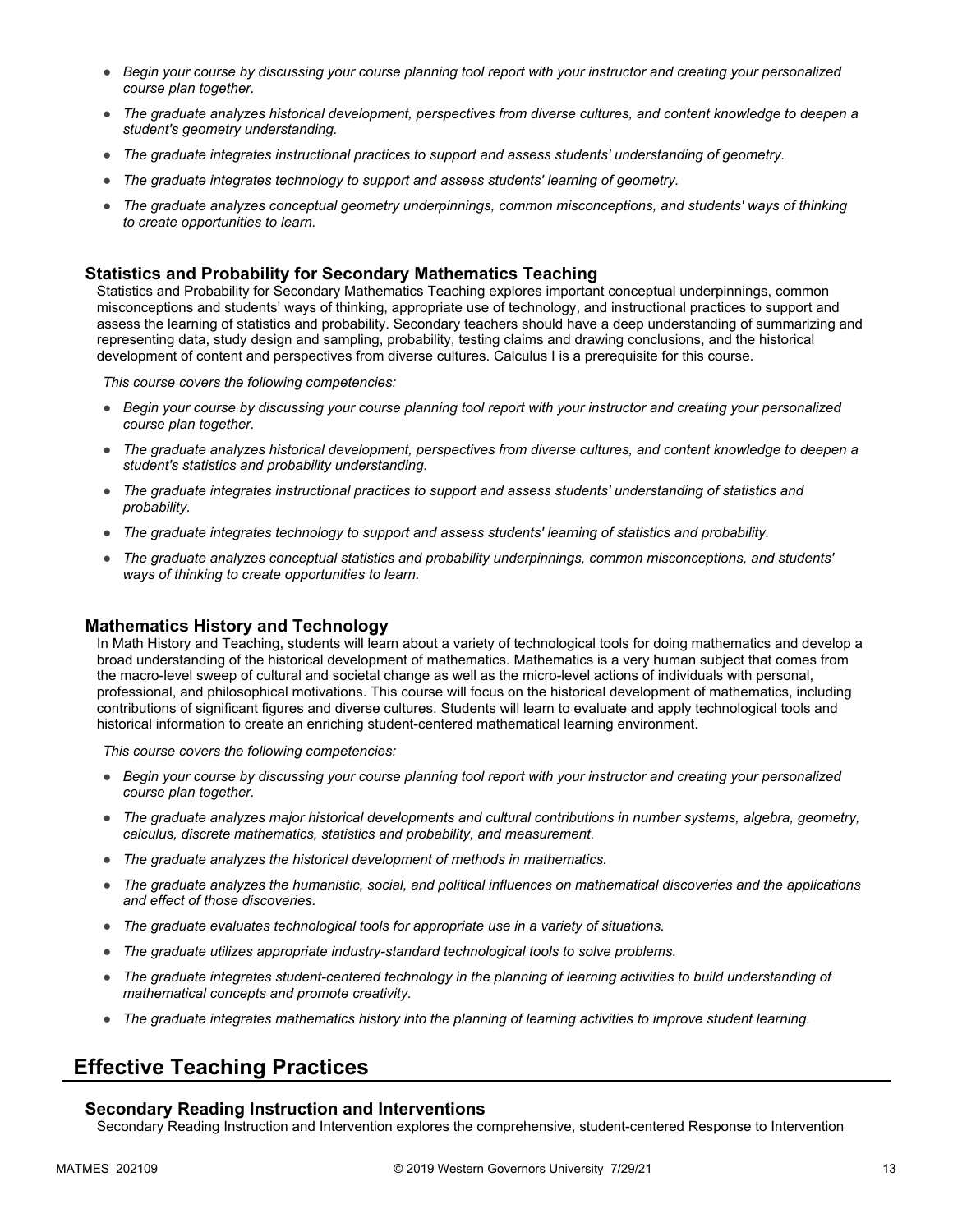- *Begin your course by discussing your course planning tool report with your instructor and creating your personalized course plan together.*
- *The graduate analyzes historical development, perspectives from diverse cultures, and content knowledge to deepen a student's geometry understanding.*
- *The graduate integrates instructional practices to support and assess students' understanding of geometry.*
- *The graduate integrates technology to support and assess students' learning of geometry.*
- *The graduate analyzes conceptual geometry underpinnings, common misconceptions, and students' ways of thinking to create opportunities to learn.*

### Statistics and Probability for Secondary Mathematics Teaching

Statistics and Probability for Secondary Mathematics Teaching explores important conceptual underpinnings, common misconceptions and students' ways of thinking, appropriate use of technology, and instructional practices to support and assess the learning of statistics and probability. Secondary teachers should have a deep understanding of summarizing and representing data, study design and sampling, probability, testing claims and drawing conclusions, and the historical development of content and perspectives from diverse cultures. Calculus I is a prerequisite for this course.

*This course covers the following competencies:*

- *Begin your course by discussing your course planning tool report with your instructor and creating your personalized course plan together.*
- *The graduate analyzes historical development, perspectives from diverse cultures, and content knowledge to deepen a student's statistics and probability understanding.*
- *The graduate integrates instructional practices to support and assess students' understanding of statistics and probability.*
- *The graduate integrates technology to support and assess students' learning of statistics and probability.*
- *The graduate analyzes conceptual statistics and probability underpinnings, common misconceptions, and students' ways of thinking to create opportunities to learn.*

### Mathematics History and Technology

In Math History and Teaching, students will learn about a variety of technological tools for doing mathematics and develop a broad understanding of the historical development of mathematics. Mathematics is a very human subject that comes from the macro-level sweep of cultural and societal change as well as the micro-level actions of individuals with personal, professional, and philosophical motivations. This course will focus on the historical development of mathematics, including contributions of significant figures and diverse cultures. Students will learn to evaluate and apply technological tools and historical information to create an enriching student-centered mathematical learning environment.

*This course covers the following competencies:*

- *Begin your course by discussing your course planning tool report with your instructor and creating your personalized course plan together.*
- *The graduate analyzes major historical developments and cultural contributions in number systems, algebra, geometry, calculus, discrete mathematics, statistics and probability, and measurement.*
- *The graduate analyzes the historical development of methods in mathematics.*
- *The graduate analyzes the humanistic, social, and political influences on mathematical discoveries and the applications and effect of those discoveries.*
- *The graduate evaluates technological tools for appropriate use in a variety of situations.*
- *The graduate utilizes appropriate industry-standard technological tools to solve problems.*
- *The graduate integrates student-centered technology in the planning of learning activities to build understanding of mathematical concepts and promote creativity.*
- *The graduate integrates mathematics history into the planning of learning activities to improve student learning.*

## Effective Teaching Practices

### Secondary Reading Instruction and Interventions

Secondary Reading Instruction and Intervention explores the comprehensive, student-centered Response to Intervention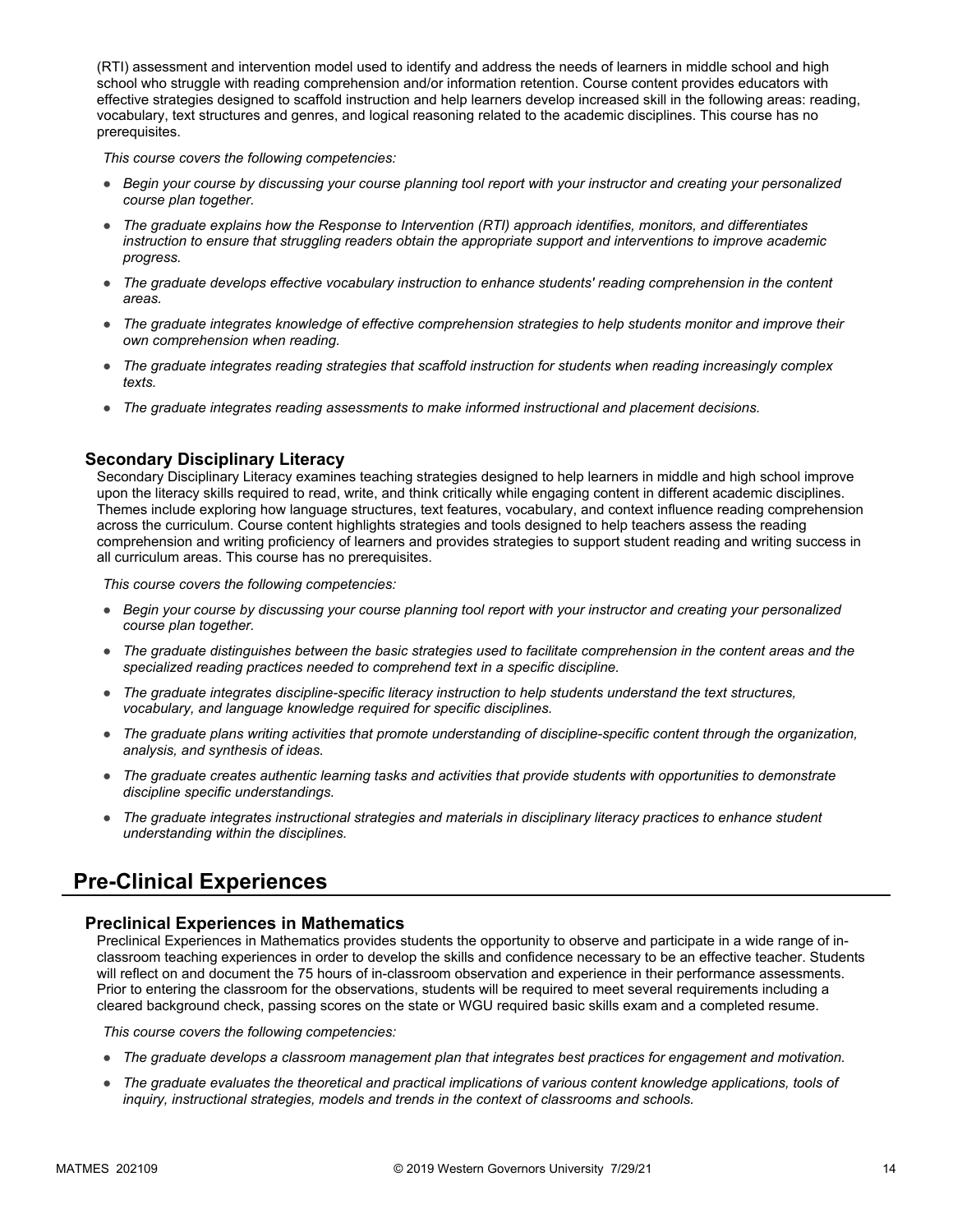(RTI) assessment and intervention model used to identify and address the needs of learners in middle school and high school who struggle with reading comprehension and/or information retention. Course content provides educators with effective strategies designed to scaffold instruction and help learners develop increased skill in the following areas: reading, vocabulary, text structures and genres, and logical reasoning related to the academic disciplines. This course has no prerequisites.

*This course covers the following competencies:*

- *Begin your course by discussing your course planning tool report with your instructor and creating your personalized course plan together.*
- *The graduate explains how the Response to Intervention (RTI) approach identifies, monitors, and differentiates instruction to ensure that struggling readers obtain the appropriate support and interventions to improve academic progress.*
- *The graduate develops effective vocabulary instruction to enhance students' reading comprehension in the content areas.*
- *The graduate integrates knowledge of effective comprehension strategies to help students monitor and improve their own comprehension when reading.*
- *The graduate integrates reading strategies that scaffold instruction for students when reading increasingly complex texts.*
- *The graduate integrates reading assessments to make informed instructional and placement decisions.*

### Secondary Disciplinary Literacy

Secondary Disciplinary Literacy examines teaching strategies designed to help learners in middle and high school improve upon the literacy skills required to read, write, and think critically while engaging content in different academic disciplines. Themes include exploring how language structures, text features, vocabulary, and context influence reading comprehension across the curriculum. Course content highlights strategies and tools designed to help teachers assess the reading comprehension and writing proficiency of learners and provides strategies to support student reading and writing success in all curriculum areas. This course has no prerequisites.

*This course covers the following competencies:*

- *Begin your course by discussing your course planning tool report with your instructor and creating your personalized course plan together.*
- *The graduate distinguishes between the basic strategies used to facilitate comprehension in the content areas and the specialized reading practices needed to comprehend text in a specific discipline.*
- *The graduate integrates discipline-specific literacy instruction to help students understand the text structures, vocabulary, and language knowledge required for specific disciplines.*
- *The graduate plans writing activities that promote understanding of discipline-specific content through the organization, analysis, and synthesis of ideas.*
- *The graduate creates authentic learning tasks and activities that provide students with opportunities to demonstrate discipline specific understandings.*
- *The graduate integrates instructional strategies and materials in disciplinary literacy practices to enhance student understanding within the disciplines.*

## Pre-Clinical Experiences

### Preclinical Experiences in Mathematics

Preclinical Experiences in Mathematics provides students the opportunity to observe and participate in a wide range of in-classroom teaching experiences in order to develop the skills and confidence necessary to be an effective teacher. Students will reflect on and document the 75 hours of in-classroom observation and experience in their performance assessments. Prior to entering the classroom for the observations, students will be required to meet several requirements including a cleared background check, passing scores on the state or WGU required basic skills exam and a completed resume.

*This course covers the following competencies:*

- *The graduate develops a classroom management plan that integrates best practices for engagement and motivation.*
- *The graduate evaluates the theoretical and practical implications of various content knowledge applications, tools of inquiry, instructional strategies, models and trends in the context of classrooms and schools.*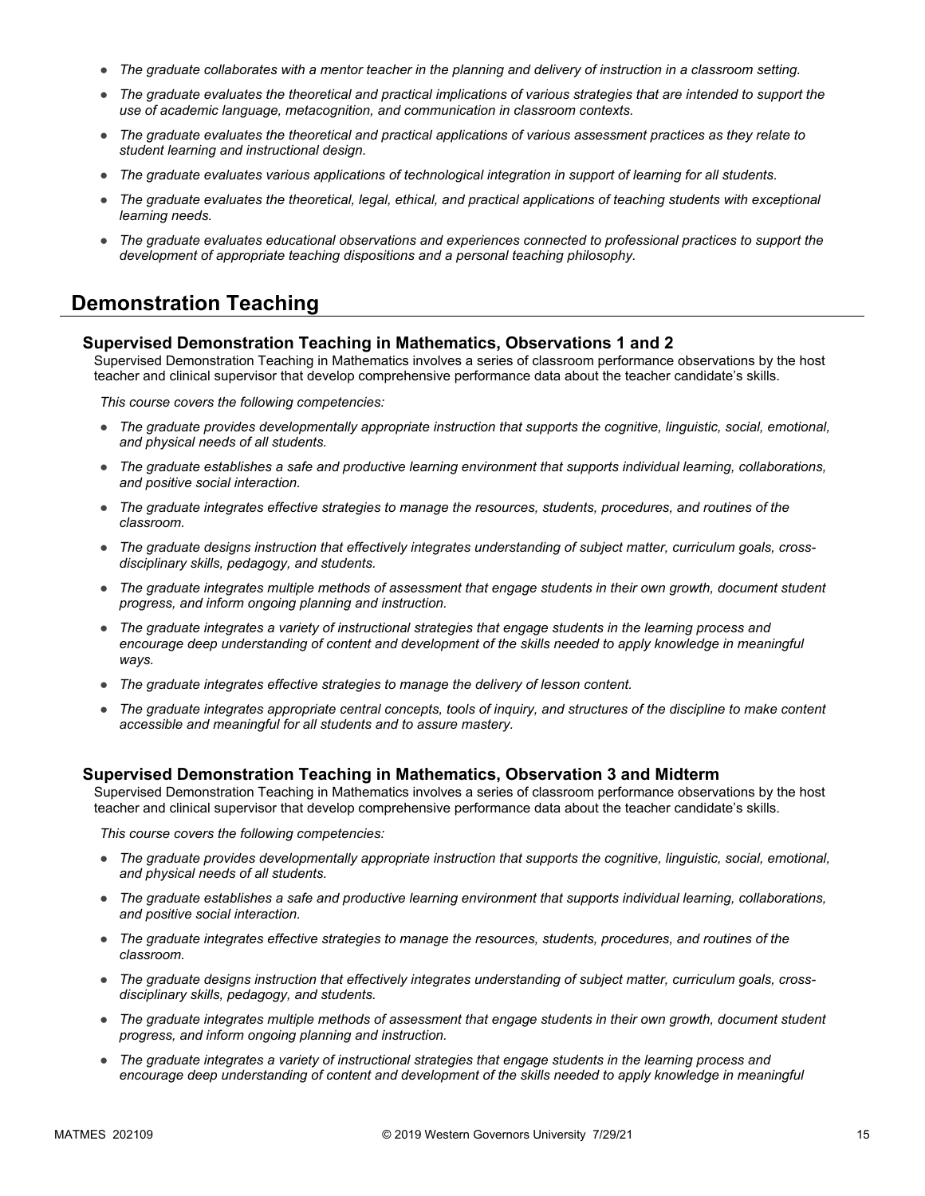- *The graduate collaborates with a mentor teacher in the planning and delivery of instruction in a classroom setting.*
- *The graduate evaluates the theoretical and practical implications of various strategies that are intended to support the use of academic language, metacognition, and communication in classroom contexts.*
- *The graduate evaluates the theoretical and practical applications of various assessment practices as they relate to student learning and instructional design.*
- *The graduate evaluates various applications of technological integration in support of learning for all students.*
- *The graduate evaluates the theoretical, legal, ethical, and practical applications of teaching students with exceptional learning needs.*
- *The graduate evaluates educational observations and experiences connected to professional practices to support the development of appropriate teaching dispositions and a personal teaching philosophy.*

## Demonstration Teaching

### Supervised Demonstration Teaching in Mathematics, Observations 1 and 2

Supervised Demonstration Teaching in Mathematics involves a series of classroom performance observations by the host teacher and clinical supervisor that develop comprehensive performance data about the teacher candidate's skills.

*This course covers the following competencies:*

- *The graduate provides developmentally appropriate instruction that supports the cognitive, linguistic, social, emotional, and physical needs of all students.*
- *The graduate establishes a safe and productive learning environment that supports individual learning, collaborations, and positive social interaction.*
- *The graduate integrates effective strategies to manage the resources, students, procedures, and routines of the classroom.*
- *The graduate designs instruction that effectively integrates understanding of subject matter, curriculum goals, cross-disciplinary skills, pedagogy, and students.*
- *The graduate integrates multiple methods of assessment that engage students in their own growth, document student progress, and inform ongoing planning and instruction.*
- *The graduate integrates a variety of instructional strategies that engage students in the learning process and encourage deep understanding of content and development of the skills needed to apply knowledge in meaningful ways.*
- *The graduate integrates effective strategies to manage the delivery of lesson content.*
- *The graduate integrates appropriate central concepts, tools of inquiry, and structures of the discipline to make content accessible and meaningful for all students and to assure mastery.*

### Supervised Demonstration Teaching in Mathematics, Observation 3 and Midterm

Supervised Demonstration Teaching in Mathematics involves a series of classroom performance observations by the host teacher and clinical supervisor that develop comprehensive performance data about the teacher candidate's skills.

*This course covers the following competencies:*

- *The graduate provides developmentally appropriate instruction that supports the cognitive, linguistic, social, emotional, and physical needs of all students.*
- *The graduate establishes a safe and productive learning environment that supports individual learning, collaborations, and positive social interaction.*
- *The graduate integrates effective strategies to manage the resources, students, procedures, and routines of the classroom.*
- *The graduate designs instruction that effectively integrates understanding of subject matter, curriculum goals, cross-disciplinary skills, pedagogy, and students.*
- *The graduate integrates multiple methods of assessment that engage students in their own growth, document student progress, and inform ongoing planning and instruction.*
- *The graduate integrates a variety of instructional strategies that engage students in the learning process and encourage deep understanding of content and development of the skills needed to apply knowledge in meaningful*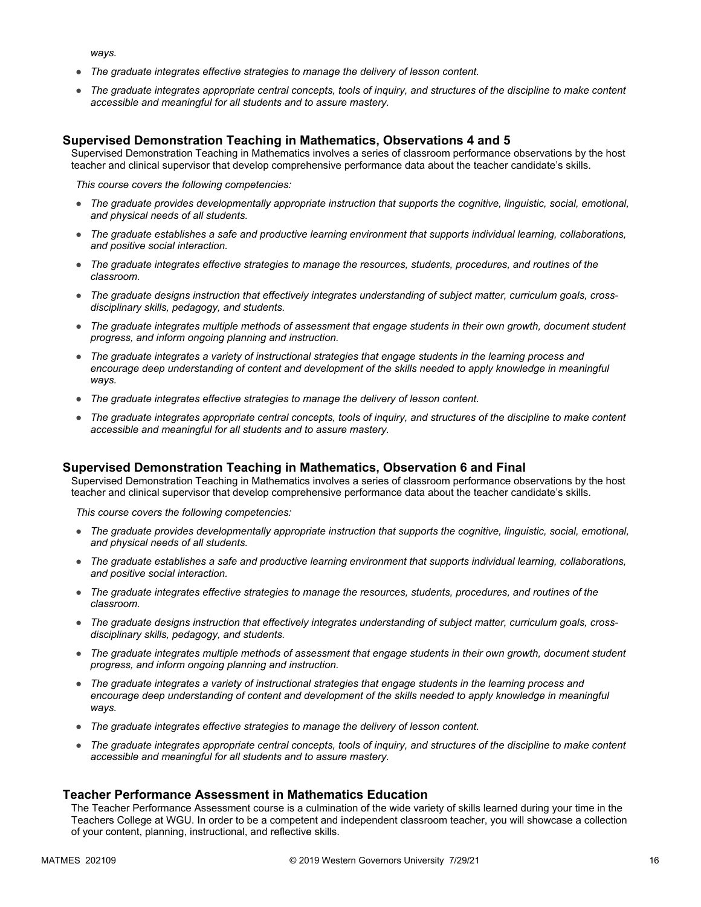*ways.*

- *The graduate integrates effective strategies to manage the delivery of lesson content.*
- *The graduate integrates appropriate central concepts, tools of inquiry, and structures of the discipline to make content accessible and meaningful for all students and to assure mastery.*

### Supervised Demonstration Teaching in Mathematics, Observations 4 and 5

Supervised Demonstration Teaching in Mathematics involves a series of classroom performance observations by the host teacher and clinical supervisor that develop comprehensive performance data about the teacher candidate's skills.

*This course covers the following competencies:*

- *The graduate provides developmentally appropriate instruction that supports the cognitive, linguistic, social, emotional, and physical needs of all students.*
- *The graduate establishes a safe and productive learning environment that supports individual learning, collaborations, and positive social interaction.*
- *The graduate integrates effective strategies to manage the resources, students, procedures, and routines of the classroom.*
- *The graduate designs instruction that effectively integrates understanding of subject matter, curriculum goals, cross-disciplinary skills, pedagogy, and students.*
- *The graduate integrates multiple methods of assessment that engage students in their own growth, document student progress, and inform ongoing planning and instruction.*
- *The graduate integrates a variety of instructional strategies that engage students in the learning process and encourage deep understanding of content and development of the skills needed to apply knowledge in meaningful ways.*
- *The graduate integrates effective strategies to manage the delivery of lesson content.*
- *The graduate integrates appropriate central concepts, tools of inquiry, and structures of the discipline to make content accessible and meaningful for all students and to assure mastery.*

### Supervised Demonstration Teaching in Mathematics, Observation 6 and Final

Supervised Demonstration Teaching in Mathematics involves a series of classroom performance observations by the host teacher and clinical supervisor that develop comprehensive performance data about the teacher candidate's skills.

*This course covers the following competencies:*

- *The graduate provides developmentally appropriate instruction that supports the cognitive, linguistic, social, emotional, and physical needs of all students.*
- *The graduate establishes a safe and productive learning environment that supports individual learning, collaborations, and positive social interaction.*
- *The graduate integrates effective strategies to manage the resources, students, procedures, and routines of the classroom.*
- *The graduate designs instruction that effectively integrates understanding of subject matter, curriculum goals, cross-disciplinary skills, pedagogy, and students.*
- *The graduate integrates multiple methods of assessment that engage students in their own growth, document student progress, and inform ongoing planning and instruction.*
- *The graduate integrates a variety of instructional strategies that engage students in the learning process and encourage deep understanding of content and development of the skills needed to apply knowledge in meaningful ways.*
- *The graduate integrates effective strategies to manage the delivery of lesson content.*
- *The graduate integrates appropriate central concepts, tools of inquiry, and structures of the discipline to make content accessible and meaningful for all students and to assure mastery.*

### Teacher Performance Assessment in Mathematics Education

The Teacher Performance Assessment course is a culmination of the wide variety of skills learned during your time in the Teachers College at WGU. In order to be a competent and independent classroom teacher, you will showcase a collection of your content, planning, instructional, and reflective skills.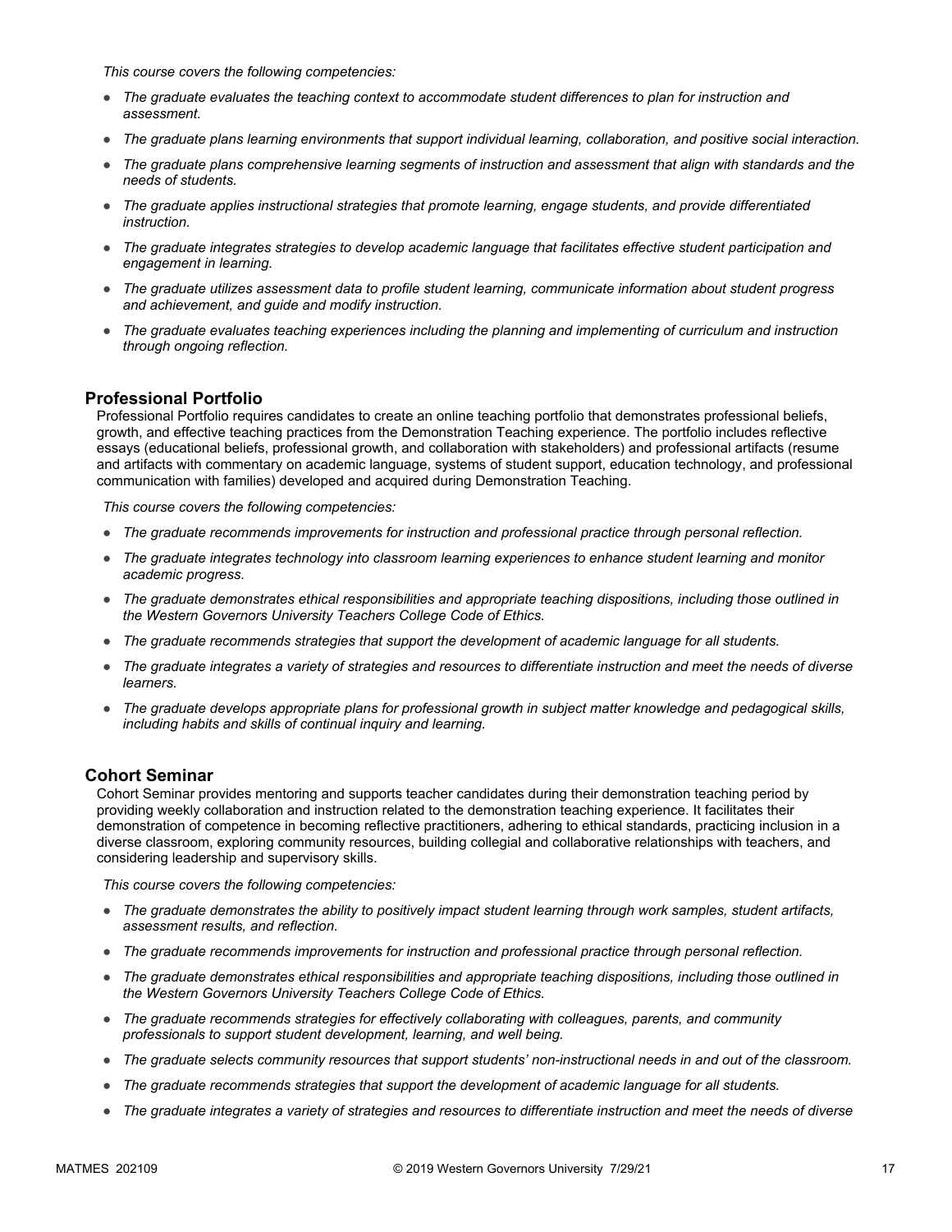*This course covers the following competencies:*

- *The graduate evaluates the teaching context to accommodate student differences to plan for instruction and assessment.*
- *The graduate plans learning environments that support individual learning, collaboration, and positive social interaction.*
- *The graduate plans comprehensive learning segments of instruction and assessment that align with standards and the needs of students.*
- *The graduate applies instructional strategies that promote learning, engage students, and provide differentiated instruction.*
- *The graduate integrates strategies to develop academic language that facilitates effective student participation and engagement in learning.*
- *The graduate utilizes assessment data to profile student learning, communicate information about student progress and achievement, and guide and modify instruction.*
- *The graduate evaluates teaching experiences including the planning and implementing of curriculum and instruction through ongoing reflection.*

### Professional Portfolio

Professional Portfolio requires candidates to create an online teaching portfolio that demonstrates professional beliefs, growth, and effective teaching practices from the Demonstration Teaching experience. The portfolio includes reflective essays (educational beliefs, professional growth, and collaboration with stakeholders) and professional artifacts (resume and artifacts with commentary on academic language, systems of student support, education technology, and professional communication with families) developed and acquired during Demonstration Teaching.

*This course covers the following competencies:*

- *The graduate recommends improvements for instruction and professional practice through personal reflection.*
- *The graduate integrates technology into classroom learning experiences to enhance student learning and monitor academic progress.*
- *The graduate demonstrates ethical responsibilities and appropriate teaching dispositions, including those outlined in the Western Governors University Teachers College Code of Ethics.*
- *The graduate recommends strategies that support the development of academic language for all students.*
- *The graduate integrates a variety of strategies and resources to differentiate instruction and meet the needs of diverse learners.*
- *The graduate develops appropriate plans for professional growth in subject matter knowledge and pedagogical skills, including habits and skills of continual inquiry and learning.*

### Cohort Seminar

Cohort Seminar provides mentoring and supports teacher candidates during their demonstration teaching period by providing weekly collaboration and instruction related to the demonstration teaching experience. It facilitates their demonstration of competence in becoming reflective practitioners, adhering to ethical standards, practicing inclusion in a diverse classroom, exploring community resources, building collegial and collaborative relationships with teachers, and considering leadership and supervisory skills.

*This course covers the following competencies:*

- *The graduate demonstrates the ability to positively impact student learning through work samples, student artifacts, assessment results, and reflection.*
- *The graduate recommends improvements for instruction and professional practice through personal reflection.*
- *The graduate demonstrates ethical responsibilities and appropriate teaching dispositions, including those outlined in the Western Governors University Teachers College Code of Ethics.*
- *The graduate recommends strategies for effectively collaborating with colleagues, parents, and community professionals to support student development, learning, and well being.*
- *The graduate selects community resources that support students' non-instructional needs in and out of the classroom.*
- *The graduate recommends strategies that support the development of academic language for all students.*
- *The graduate integrates a variety of strategies and resources to differentiate instruction and meet the needs of diverse*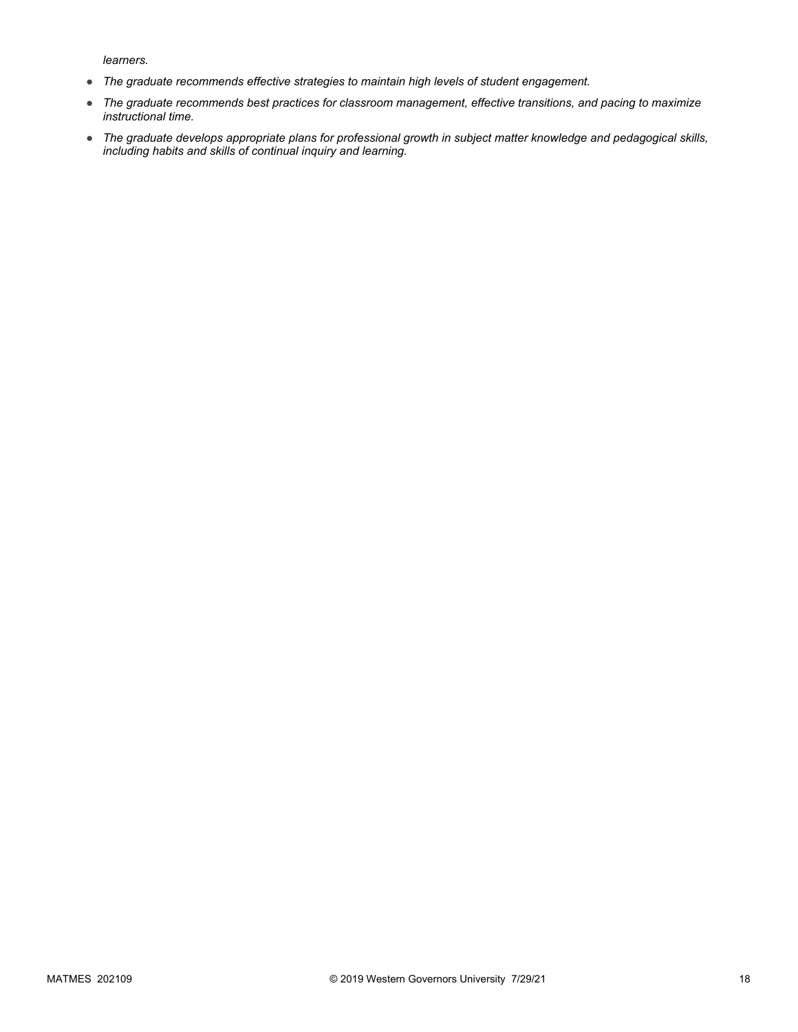*learners.*

- *The graduate recommends effective strategies to maintain high levels of student engagement.*
- *The graduate recommends best practices for classroom management, effective transitions, and pacing to maximize instructional time.*
- *The graduate develops appropriate plans for professional growth in subject matter knowledge and pedagogical skills, including habits and skills of continual inquiry and learning.*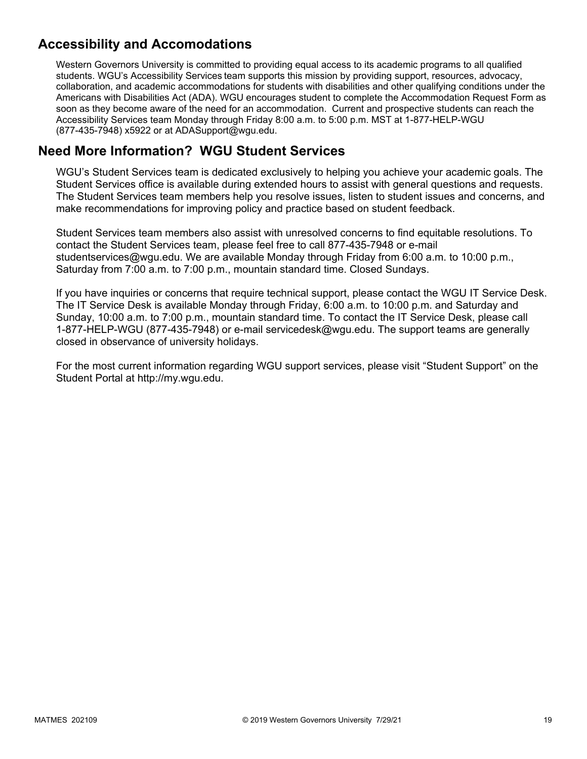## Accessibility and Accomodations

Western Governors University is committed to providing equal access to its academic programs to all qualified students. WGU's Accessibility Services team supports this mission by providing support, resources, advocacy, collaboration, and academic accommodations for students with disabilities and other qualifying conditions under the Americans with Disabilities Act (ADA). WGU encourages student to complete the Accommodation Request Form as soon as they become aware of the need for an accommodation. Current and prospective students can reach the Accessibility Services team Monday through Friday 8:00 a.m. to 5:00 p.m. MST at 1-877-HELP-WGU (877-435-7948) x5922 or at ADASupport@wgu.edu.

## Need More Information? WGU Student Services

WGU's Student Services team is dedicated exclusively to helping you achieve your academic goals. The Student Services office is available during extended hours to assist with general questions and requests. The Student Services team members help you resolve issues, listen to student issues and concerns, and make recommendations for improving policy and practice based on student feedback.

Student Services team members also assist with unresolved concerns to find equitable resolutions. To contact the Student Services team, please feel free to call 877-435-7948 or e-mail studentservices@wgu.edu. We are available Monday through Friday from 6:00 a.m. to 10:00 p.m., Saturday from 7:00 a.m. to 7:00 p.m., mountain standard time. Closed Sundays.

If you have inquiries or concerns that require technical support, please contact the WGU IT Service Desk. The IT Service Desk is available Monday through Friday, 6:00 a.m. to 10:00 p.m. and Saturday and Sunday, 10:00 a.m. to 7:00 p.m., mountain standard time. To contact the IT Service Desk, please call 1-877-HELP-WGU (877-435-7948) or e-mail servicedesk@wgu.edu. The support teams are generally closed in observance of university holidays.

For the most current information regarding WGU support services, please visit "Student Support" on the Student Portal at http://my.wgu.edu.